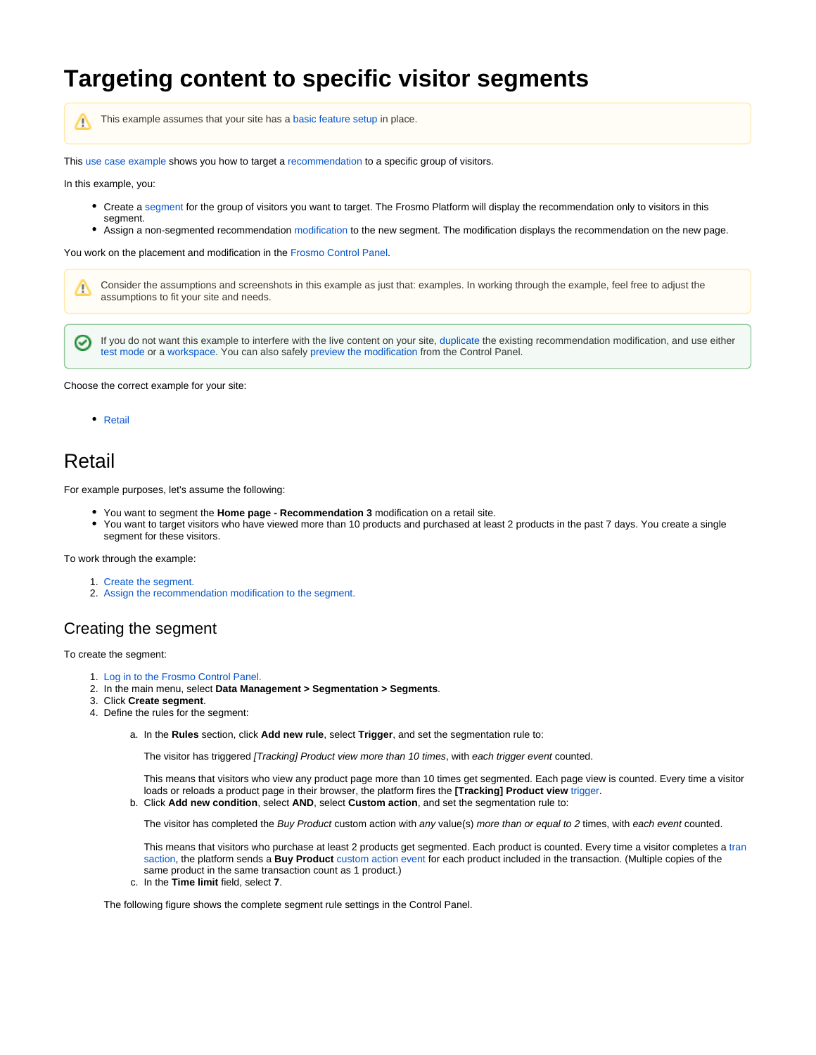# Targeting content to specific visitor segments

This example assumes that your site has a basic feature setup in place.

This use case example shows you how to target a recommendation to a specific group of visitors.

In this example, you:

- Create a segment for the group of visitors you want to target. The Frosmo Platform will display the recommendation only to visitors in this segment.
- Assign a non-segmented recommendation modification to the new segment. The modification displays the recommendation on the new page.

You work on the placement and modification in the Frosmo Control Panel.

Consider the assumptions and screenshots in this example as just that: examples. In working through the example, feel free to adjust the assumptions to fit your site and needs.

If you do not want this example to interfere with the live content on your site, duplicate the existing recommendation modification, and use either test mode or a workspace. You can also safely preview the modification from the Control Panel.

Choose the correct example for your site:

- Retail

## Retail

For example purposes, let's assume the following:

- You want to segment the **Home page - Recommendation 3** modification on a retail site.
- You want to target visitors who have viewed more than 10 products and purchased at least 2 products in the past 7 days. You create a single segment for these visitors.

To work through the example:

1. Create the segment.
2. Assign the recommendation modification to the segment.

### Creating the segment

To create the segment:

1. Log in to the Frosmo Control Panel.
2. In the main menu, select **Data Management > Segmentation > Segments**.
3. Click **Create segment**.
4. Define the rules for the segment:

   a. In the **Rules** section, click **Add new rule**, select **Trigger**, and set the segmentation rule to:

      The visitor has triggered *[Tracking] Product view more than 10 times*, with *each trigger event* counted.

      This means that visitors who view any product page more than 10 times get segmented. Each page view is counted. Every time a visitor loads or reloads a product page in their browser, the platform fires the **[Tracking] Product view** trigger.

   b. Click **Add new condition**, select **AND**, select **Custom action**, and set the segmentation rule to:

      The visitor has completed the *Buy Product* custom action with *any* value(s) *more than or equal to 2* times, with *each event* counted.

      This means that visitors who purchase at least 2 products get segmented. Each product is counted. Every time a visitor completes a transaction, the platform sends a **Buy Product** custom action event for each product included in the transaction. (Multiple copies of the same product in the same transaction count as 1 product.)

   c. In the **Time limit** field, select **7**.

   The following figure shows the complete segment rule settings in the Control Panel.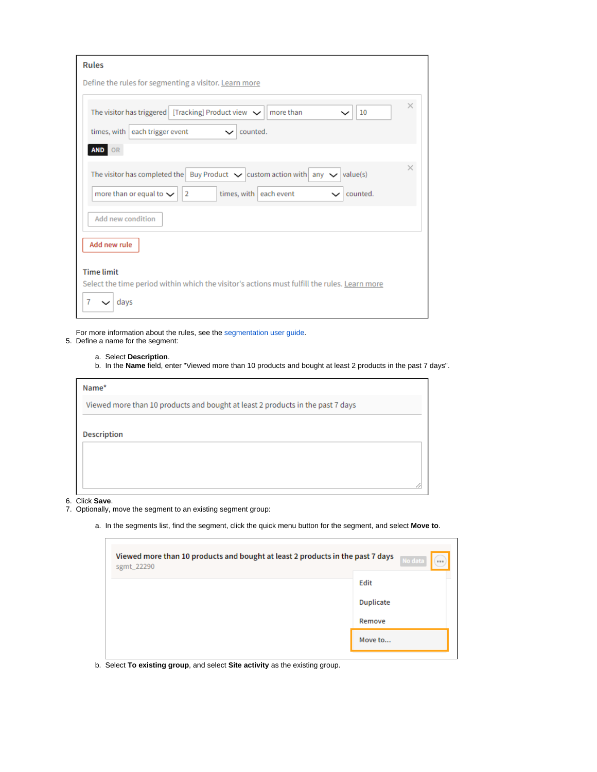For more information about the rules, see the segmentation user guide.

5. Define a name for the segment:

   a. Select **Description**.
   b. In the **Name** field, enter "Viewed more than 10 products and bought at least 2 products in the past 7 days".

6. Click **Save**.
7. Optionally, move the segment to an existing segment group:

   a. In the segments list, find the segment, click the quick menu button for the segment, and select **Move to**.
   b. Select **To existing group**, and select **Site activity** as the existing group.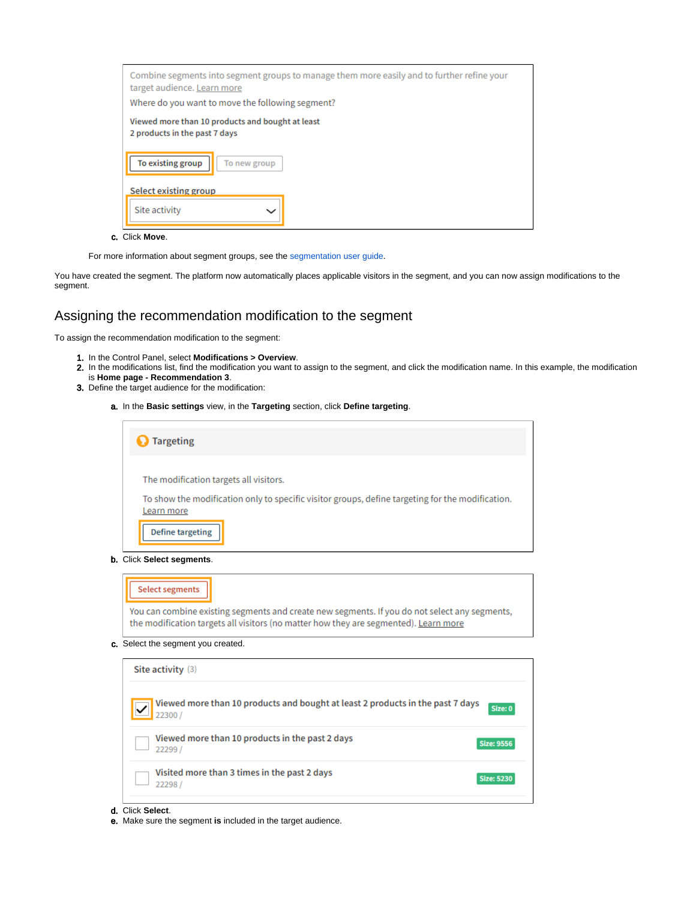Combine segments into segment groups to manage them more easily and to further refine your target audience. Learn more

Where do you want to move the following segment?

**Viewed more than 10 products and bought at least 2 products in the past 7 days**

To existing group | To new group

Select existing group

Site activity

c. Click **Move**.

For more information about segment groups, see the segmentation user guide.

You have created the segment. The platform now automatically places applicable visitors in the segment, and you can now assign modifications to the segment.

## Assigning the recommendation modification to the segment

To assign the recommendation modification to the segment:

1. In the Control Panel, select **Modifications > Overview**.
2. In the modifications list, find the modification you want to assign to the segment, and click the modification name. In this example, the modification is **Home page - Recommendation 3**.
3. Define the target audience for the modification:

   a. In the **Basic settings** view, in the **Targeting** section, click **Define targeting**.

   Targeting

   The modification targets all visitors.

   To show the modification only to specific visitor groups, define targeting for the modification. Learn more

   Define targeting

   b. Click **Select segments**.

   Select segments

   You can combine existing segments and create new segments. If you do not select any segments, the modification targets all visitors (no matter how they are segmented). Learn more

   c. Select the segment you created.

   Site activity (3)

   - [x] Viewed more than 10 products and bought at least 2 products in the past 7 days — 22300 / — Size: 0
   - [ ] Viewed more than 10 products in the past 2 days — 22299 / — Size: 9556
   - [ ] Visited more than 3 times in the past 2 days — 22298 / — Size: 5230

   d. Click **Select**.

   e. Make sure the segment **is** included in the target audience.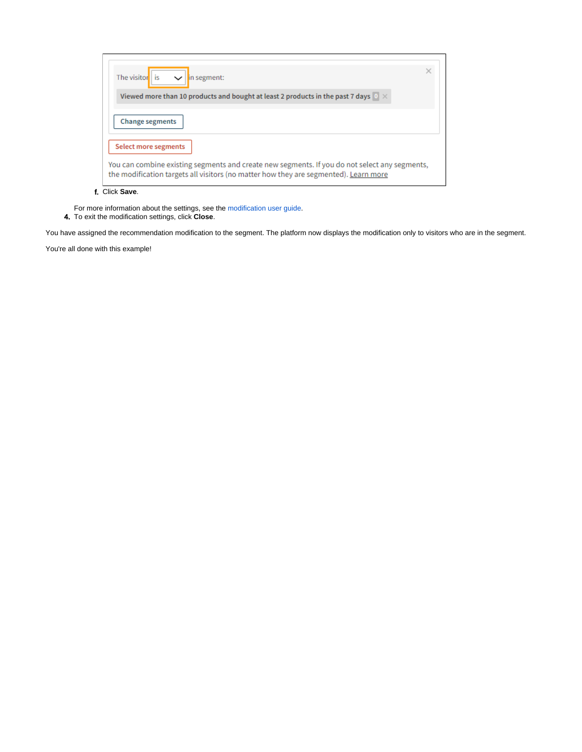f. Click **Save**.

For more information about the settings, see the modification user guide.

4. To exit the modification settings, click **Close**.

You have assigned the recommendation modification to the segment. The platform now displays the modification only to visitors who are in the segment.

You're all done with this example!